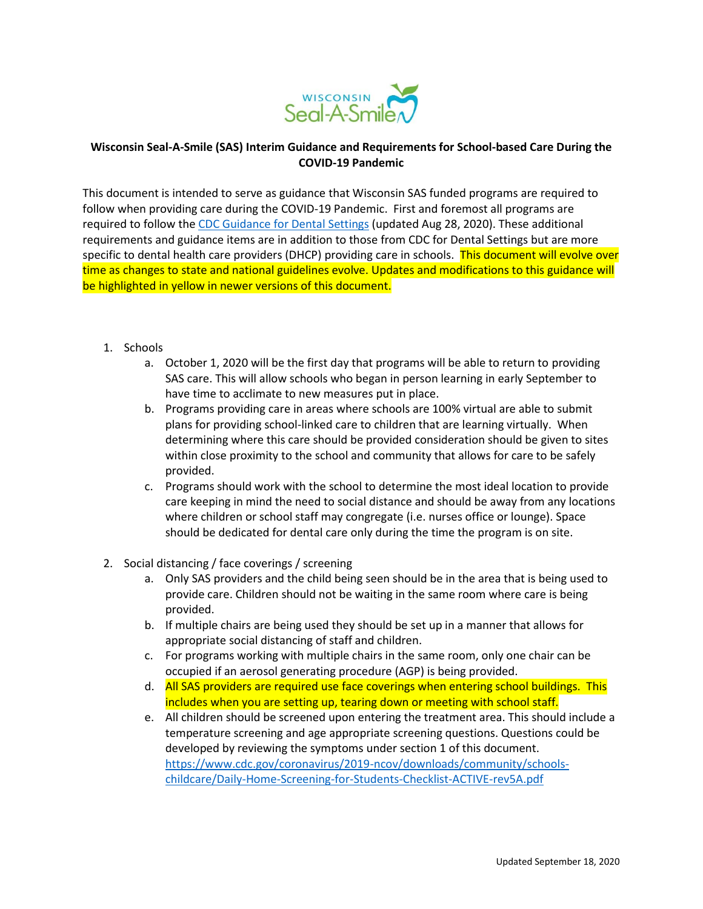WISCONSIN Seal-A-Smile

**Wisconsin Seal-A-Smile (SAS) Interim Guidance and Requirements for School-based Care During the COVID-19 Pandemic**

This document is intended to serve as guidance that Wisconsin SAS funded programs are required to follow when providing care during the COVID-19 Pandemic. First and foremost all programs are required to follow the [CDC Guidance for Dental Settings](CDC Guidance for Dental Settings) (updated Aug 28, 2020). These additional requirements and guidance items are in addition to those from CDC for Dental Settings but are more specific to dental health care providers (DHCP) providing care in schools. This document will evolve over time as changes to state and national guidelines evolve. Updates and modifications to this guidance will be highlighted in yellow in newer versions of this document.

1. Schools
   a. October 1, 2020 will be the first day that programs will be able to return to providing SAS care. This will allow schools who began in person learning in early September to have time to acclimate to new measures put in place.
   b. Programs providing care in areas where schools are 100% virtual are able to submit plans for providing school-linked care to children that are learning virtually. When determining where this care should be provided consideration should be given to sites within close proximity to the school and community that allows for care to be safely provided.
   c. Programs should work with the school to determine the most ideal location to provide care keeping in mind the need to social distance and should be away from any locations where children or school staff may congregate (i.e. nurses office or lounge). Space should be dedicated for dental care only during the time the program is on site.

2. Social distancing / face coverings / screening
   a. Only SAS providers and the child being seen should be in the area that is being used to provide care. Children should not be waiting in the same room where care is being provided.
   b. If multiple chairs are being used they should be set up in a manner that allows for appropriate social distancing of staff and children.
   c. For programs working with multiple chairs in the same room, only one chair can be occupied if an aerosol generating procedure (AGP) is being provided.
   d. All SAS providers are required use face coverings when entering school buildings. This includes when you are setting up, tearing down or meeting with school staff.
   e. All children should be screened upon entering the treatment area. This should include a temperature screening and age appropriate screening questions. Questions could be developed by reviewing the symptoms under section 1 of this document. https://www.cdc.gov/coronavirus/2019-ncov/downloads/community/schools-childcare/Daily-Home-Screening-for-Students-Checklist-ACTIVE-rev5A.pdf

Updated September 18, 2020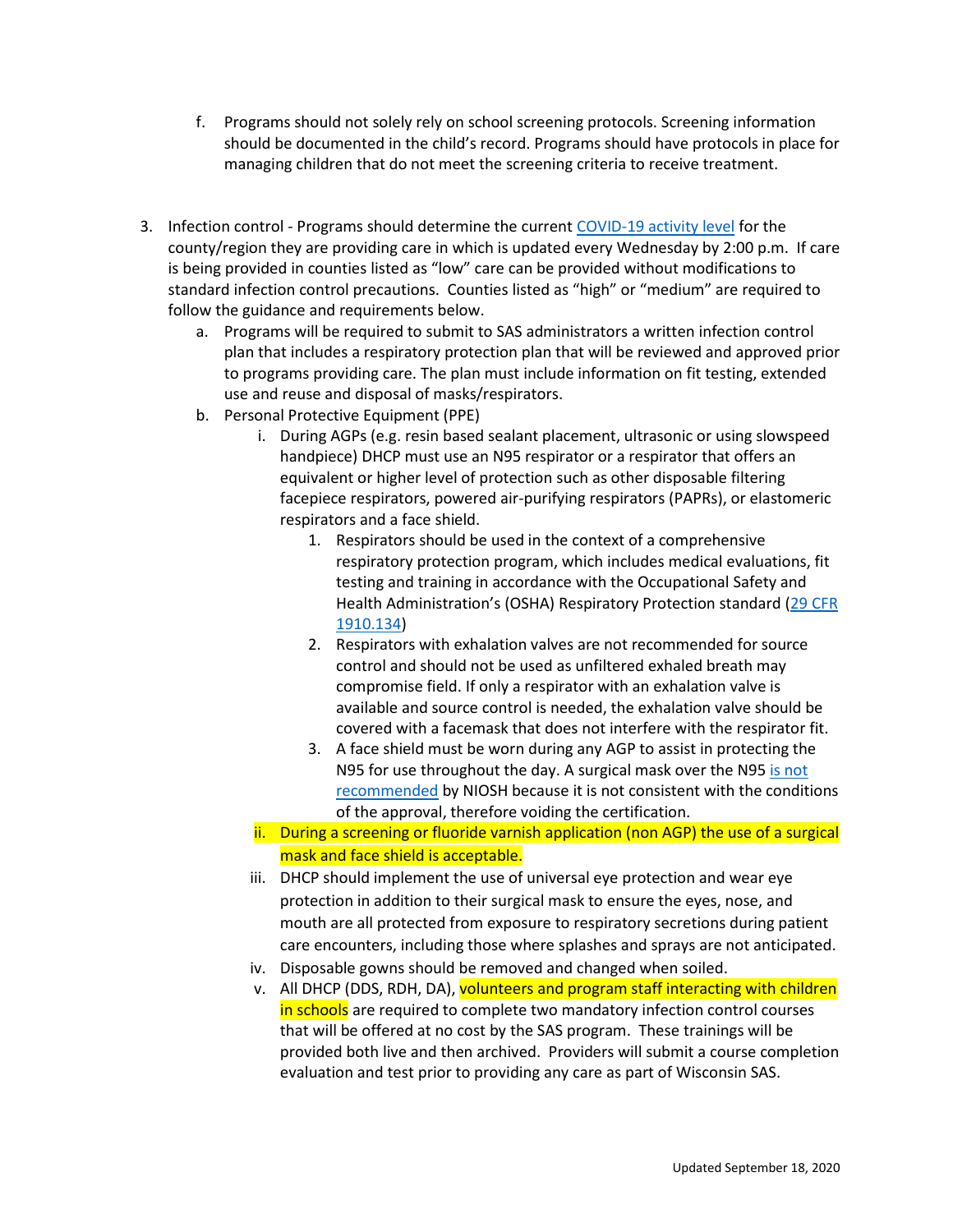f. Programs should not solely rely on school screening protocols. Screening information should be documented in the child's record. Programs should have protocols in place for managing children that do not meet the screening criteria to receive treatment.

3. Infection control - Programs should determine the current [COVID-19 activity level]() for the county/region they are providing care in which is updated every Wednesday by 2:00 p.m. If care is being provided in counties listed as "low" care can be provided without modifications to standard infection control precautions. Counties listed as "high" or "medium" are required to follow the guidance and requirements below.
   a. Programs will be required to submit to SAS administrators a written infection control plan that includes a respiratory protection plan that will be reviewed and approved prior to programs providing care. The plan must include information on fit testing, extended use and reuse and disposal of masks/respirators.
   b. Personal Protective Equipment (PPE)
      i. During AGPs (e.g. resin based sealant placement, ultrasonic or using slowspeed handpiece) DHCP must use an N95 respirator or a respirator that offers an equivalent or higher level of protection such as other disposable filtering facepiece respirators, powered air-purifying respirators (PAPRs), or elastomeric respirators and a face shield.
         1. Respirators should be used in the context of a comprehensive respiratory protection program, which includes medical evaluations, fit testing and training in accordance with the Occupational Safety and Health Administration's (OSHA) Respiratory Protection standard ([29 CFR 1910.134]())
         2. Respirators with exhalation valves are not recommended for source control and should not be used as unfiltered exhaled breath may compromise field. If only a respirator with an exhalation valve is available and source control is needed, the exhalation valve should be covered with a facemask that does not interfere with the respirator fit.
         3. A face shield must be worn during any AGP to assist in protecting the N95 for use throughout the day. A surgical mask over the N95 [is not recommended]() by NIOSH because it is not consistent with the conditions of the approval, therefore voiding the certification.
      ii. During a screening or fluoride varnish application (non AGP) the use of a surgical mask and face shield is acceptable.
      iii. DHCP should implement the use of universal eye protection and wear eye protection in addition to their surgical mask to ensure the eyes, nose, and mouth are all protected from exposure to respiratory secretions during patient care encounters, including those where splashes and sprays are not anticipated.
      iv. Disposable gowns should be removed and changed when soiled.
      v. All DHCP (DDS, RDH, DA), volunteers and program staff interacting with children in schools are required to complete two mandatory infection control courses that will be offered at no cost by the SAS program. These trainings will be provided both live and then archived. Providers will submit a course completion evaluation and test prior to providing any care as part of Wisconsin SAS.

Updated September 18, 2020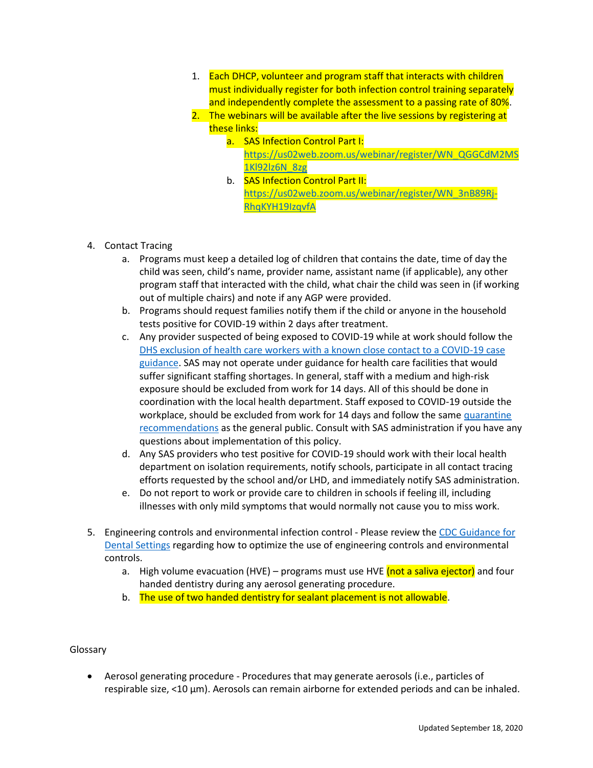1. Each DHCP, volunteer and program staff that interacts with children must individually register for both infection control training separately and independently complete the assessment to a passing rate of 80%.
2. The webinars will be available after the live sessions by registering at these links:
   a. SAS Infection Control Part I: [https://us02web.zoom.us/webinar/register/WN_QGGCdM2MS1Kl92lz6N_8zg](https://us02web.zoom.us/webinar/register/WN_QGGCdM2MS1Kl92lz6N_8zg)
   b. SAS Infection Control Part II: [https://us02web.zoom.us/webinar/register/WN_3nB89Rj-RhqKYH19IzqvfA](https://us02web.zoom.us/webinar/register/WN_3nB89Rj-RhqKYH19IzqvfA)

4. Contact Tracing
   a. Programs must keep a detailed log of children that contains the date, time of day the child was seen, child's name, provider name, assistant name (if applicable), any other program staff that interacted with the child, what chair the child was seen in (if working out of multiple chairs) and note if any AGP were provided.
   b. Programs should request families notify them if the child or anyone in the household tests positive for COVID-19 within 2 days after treatment.
   c. Any provider suspected of being exposed to COVID-19 while at work should follow the DHS exclusion of health care workers with a known close contact to a COVID-19 case guidance. SAS may not operate under guidance for health care facilities that would suffer significant staffing shortages. In general, staff with a medium and high-risk exposure should be excluded from work for 14 days. All of this should be done in coordination with the local health department. Staff exposed to COVID-19 outside the workplace, should be excluded from work for 14 days and follow the same quarantine recommendations as the general public. Consult with SAS administration if you have any questions about implementation of this policy.
   d. Any SAS providers who test positive for COVID-19 should work with their local health department on isolation requirements, notify schools, participate in all contact tracing efforts requested by the school and/or LHD, and immediately notify SAS administration.
   e. Do not report to work or provide care to children in schools if feeling ill, including illnesses with only mild symptoms that would normally not cause you to miss work.

5. Engineering controls and environmental infection control - Please review the CDC Guidance for Dental Settings regarding how to optimize the use of engineering controls and environmental controls.
   a. High volume evacuation (HVE) – programs must use HVE (not a saliva ejector) and four handed dentistry during any aerosol generating procedure.
   b. The use of two handed dentistry for sealant placement is not allowable.

Glossary

- Aerosol generating procedure - Procedures that may generate aerosols (i.e., particles of respirable size, <10 µm). Aerosols can remain airborne for extended periods and can be inhaled.

Updated September 18, 2020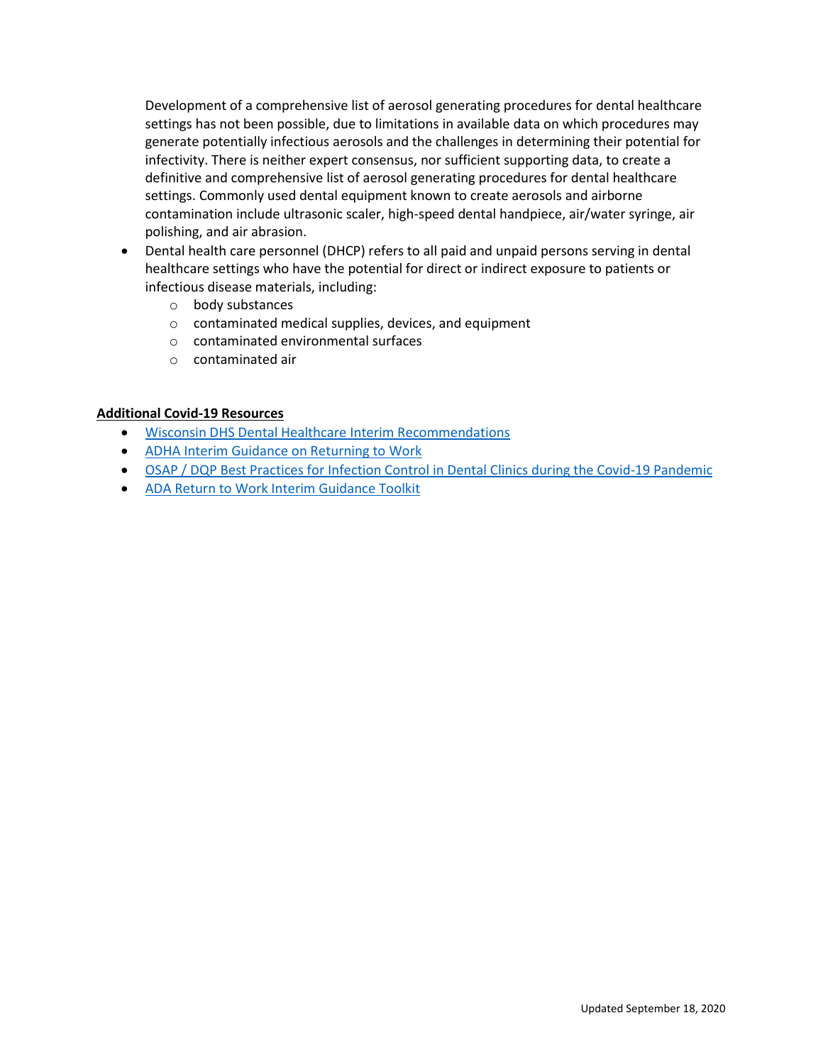Development of a comprehensive list of aerosol generating procedures for dental healthcare settings has not been possible, due to limitations in available data on which procedures may generate potentially infectious aerosols and the challenges in determining their potential for infectivity. There is neither expert consensus, nor sufficient supporting data, to create a definitive and comprehensive list of aerosol generating procedures for dental healthcare settings. Commonly used dental equipment known to create aerosols and airborne contamination include ultrasonic scaler, high-speed dental handpiece, air/water syringe, air polishing, and air abrasion.

- Dental health care personnel (DHCP) refers to all paid and unpaid persons serving in dental healthcare settings who have the potential for direct or indirect exposure to patients or infectious disease materials, including:
  - body substances
  - contaminated medical supplies, devices, and equipment
  - contaminated environmental surfaces
  - contaminated air

**Additional Covid-19 Resources**

- Wisconsin DHS Dental Healthcare Interim Recommendations
- ADHA Interim Guidance on Returning to Work
- OSAP / DQP Best Practices for Infection Control in Dental Clinics during the Covid-19 Pandemic
- ADA Return to Work Interim Guidance Toolkit

Updated September 18, 2020